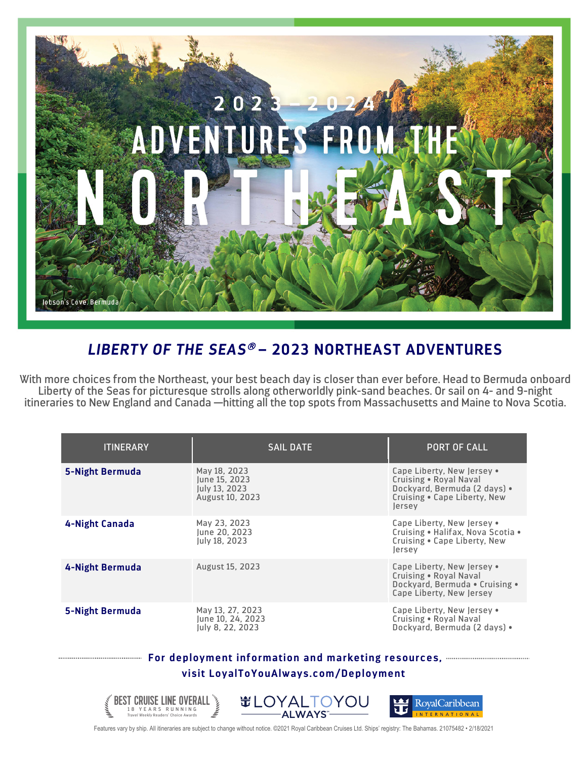# 2023 – 2024 ADVENTURES FROM THE NORTHEAST

Jobson's Cove, Bermuda

## *LIBERTY OF THE SEAS®* – 2023 NORTHEAST ADVENTURES

With more choices from the Northeast, your best beach day is closer than ever before. Head to Bermuda onboard Liberty of the Seas for picturesque strolls along otherworldly pink-sand beaches. Or sail on 4- and 9-night itineraries to New England and Canada —hitting all the top spots from Massachusetts and Maine to Nova Scotia.

| ITINERARY | SAIL DATE | PORT OF CALL |
|---|---|---|
| **5-Night Bermuda** | May 18, 2023<br>June 15, 2023<br>July 13, 2023<br>August 10, 2023 | Cape Liberty, New Jersey • Cruising • Royal Naval Dockyard, Bermuda (2 days) • Cruising • Cape Liberty, New Jersey |
| **4-Night Canada** | May 23, 2023<br>June 20, 2023<br>July 18, 2023 | Cape Liberty, New Jersey • Cruising • Halifax, Nova Scotia • Cruising • Cape Liberty, New Jersey |
| **4-Night Bermuda** | August 15, 2023 | Cape Liberty, New Jersey • Cruising • Royal Naval Dockyard, Bermuda • Cruising • Cape Liberty, New Jersey |
| **5-Night Bermuda** | May 13, 27, 2023<br>June 10, 24, 2023<br>July 8, 22, 2023 | Cape Liberty, New Jersey • Cruising • Royal Naval Dockyard, Bermuda (2 days) • |

**For deployment information and marketing resources, visit LoyalToYouAlways.com/Deployment**

BEST CRUISE LINE OVERALL 18 YEARS RUNNING Travel Weekly Readers' Choice Awards

LOYALTOYOU ALWAYS℠

Royal Caribbean INTERNATIONAL

Features vary by ship. All itineraries are subject to change without notice. ©2021 Royal Caribbean Cruises Ltd. Ships' registry: The Bahamas. 21075482 • 2/18/2021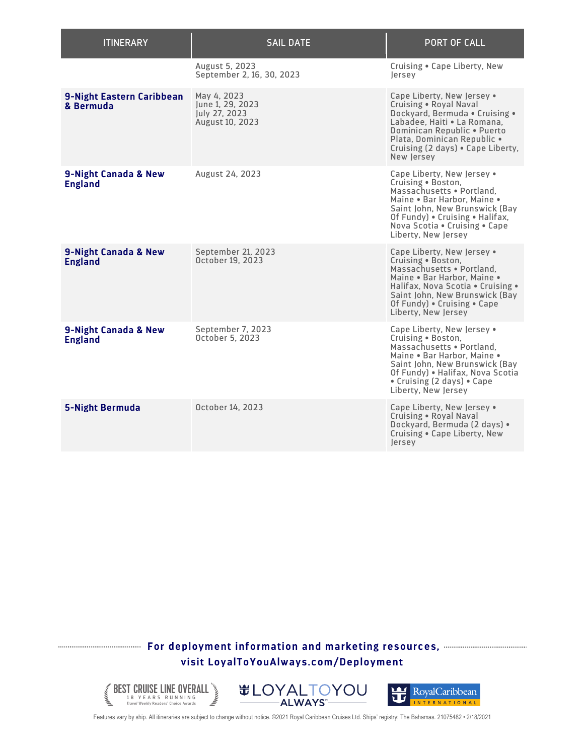| ITINERARY | SAIL DATE | PORT OF CALL |
| --- | --- | --- |
| | August 5, 2023<br>September 2, 16, 30, 2023 | Cruising • Cape Liberty, New Jersey |
| **9-Night Eastern Caribbean & Bermuda** | May 4, 2023<br>June 1, 29, 2023<br>July 27, 2023<br>August 10, 2023 | Cape Liberty, New Jersey • Cruising • Royal Naval Dockyard, Bermuda • Cruising • Labadee, Haiti • La Romana, Dominican Republic • Puerto Plata, Dominican Republic • Cruising (2 days) • Cape Liberty, New Jersey |
| **9-Night Canada & New England** | August 24, 2023 | Cape Liberty, New Jersey • Cruising • Boston, Massachusetts • Portland, Maine • Bar Harbor, Maine • Saint John, New Brunswick (Bay Of Fundy) • Cruising • Halifax, Nova Scotia • Cruising • Cape Liberty, New Jersey |
| **9-Night Canada & New England** | September 21, 2023<br>October 19, 2023 | Cape Liberty, New Jersey • Cruising • Boston, Massachusetts • Portland, Maine • Bar Harbor, Maine • Halifax, Nova Scotia • Cruising • Saint John, New Brunswick (Bay Of Fundy) • Cruising • Cape Liberty, New Jersey |
| **9-Night Canada & New England** | September 7, 2023<br>October 5, 2023 | Cape Liberty, New Jersey • Cruising • Boston, Massachusetts • Portland, Maine • Bar Harbor, Maine • Saint John, New Brunswick (Bay Of Fundy) • Halifax, Nova Scotia • Cruising (2 days) • Cape Liberty, New Jersey |
| **5-Night Bermuda** | October 14, 2023 | Cape Liberty, New Jersey • Cruising • Royal Naval Dockyard, Bermuda (2 days) • Cruising • Cape Liberty, New Jersey |

**For deployment information and marketing resources, visit LoyalToYouAlways.com/Deployment**

BEST CRUISE LINE OVERALL
18 YEARS RUNNING
Travel Weekly Readers' Choice Awards

LOYAL TO YOU ALWAYS℠

Royal Caribbean INTERNATIONAL

Features vary by ship. All itineraries are subject to change without notice. ©2021 Royal Caribbean Cruises Ltd. Ships' registry: The Bahamas. 21075482 • 2/18/2021